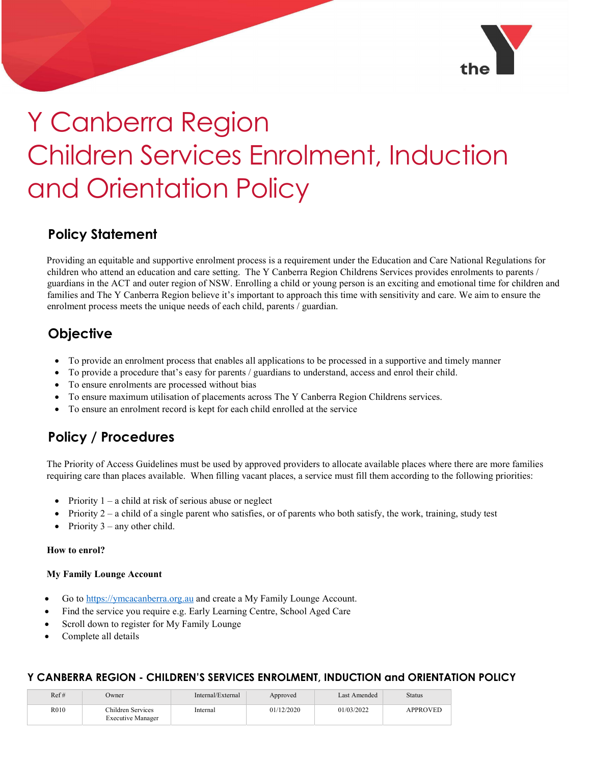# Y Canberra Region Children Services Enrolment, Induction and Orientation Policy

## Policy Statement

Providing an equitable and supportive enrolment process is a requirement under the Education and Care National Regulations for children who attend an education and care setting. The Y Canberra Region Childrens Services provides enrolments to parents / guardians in the ACT and outer region of NSW. Enrolling a child or young person is an exciting and emotional time for children and families and The Y Canberra Region believe it's important to approach this time with sensitivity and care. We aim to ensure the enrolment process meets the unique needs of each child, parents / guardian.

## Objective

- To provide an enrolment process that enables all applications to be processed in a supportive and timely manner
- To provide a procedure that's easy for parents / guardians to understand, access and enrol their child.
- To ensure enrolments are processed without bias
- To ensure maximum utilisation of placements across The Y Canberra Region Childrens services.
- To ensure an enrolment record is kept for each child enrolled at the service

## Policy / Procedures

The Priority of Access Guidelines must be used by approved providers to allocate available places where there are more families requiring care than places available. When filling vacant places, a service must fill them according to the following priorities:

- Priority 1 – a child at risk of serious abuse or neglect
- Priority 2 – a child of a single parent who satisfies, or of parents who both satisfy, the work, training, study test
- Priority 3 – any other child.

**How to enrol?**

**My Family Lounge Account**

- Go to https://ymcacanberra.org.au and create a My Family Lounge Account.
- Find the service you require e.g. Early Learning Centre, School Aged Care
- Scroll down to register for My Family Lounge
- Complete all details

**Y CANBERRA REGION - CHILDREN'S SERVICES ENROLMENT, INDUCTION and ORIENTATION POLICY**

| Ref # | Owner | Internal/External | Approved | Last Amended | Status |
|---|---|---|---|---|---|
| R010 | Children Services Executive Manager | Internal | 01/12/2020 | 01/03/2022 | APPROVED |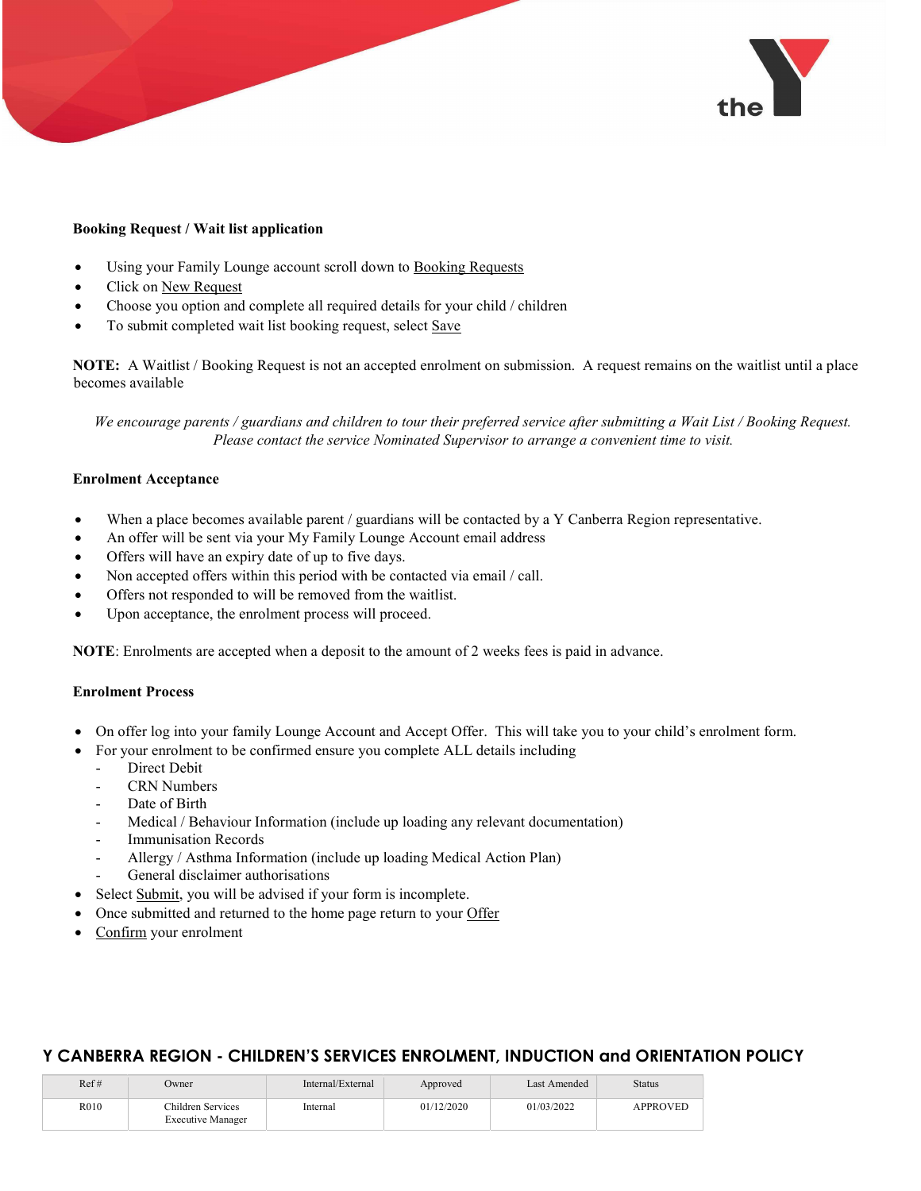**Booking Request / Wait list application**

- Using your Family Lounge account scroll down to Booking Requests
- Click on New Request
- Choose you option and complete all required details for your child / children
- To submit completed wait list booking request, select Save

**NOTE:** A Waitlist / Booking Request is not an accepted enrolment on submission. A request remains on the waitlist until a place becomes available

*We encourage parents / guardians and children to tour their preferred service after submitting a Wait List / Booking Request. Please contact the service Nominated Supervisor to arrange a convenient time to visit.*

**Enrolment Acceptance**

- When a place becomes available parent / guardians will be contacted by a Y Canberra Region representative.
- An offer will be sent via your My Family Lounge Account email address
- Offers will have an expiry date of up to five days.
- Non accepted offers within this period with be contacted via email / call.
- Offers not responded to will be removed from the waitlist.
- Upon acceptance, the enrolment process will proceed.

**NOTE**: Enrolments are accepted when a deposit to the amount of 2 weeks fees is paid in advance.

**Enrolment Process**

- On offer log into your family Lounge Account and Accept Offer. This will take you to your child's enrolment form.
- For your enrolment to be confirmed ensure you complete ALL details including
  - Direct Debit
  - CRN Numbers
  - Date of Birth
  - Medical / Behaviour Information (include up loading any relevant documentation)
  - Immunisation Records
  - Allergy / Asthma Information (include up loading Medical Action Plan)
  - General disclaimer authorisations
- Select Submit, you will be advised if your form is incomplete.
- Once submitted and returned to the home page return to your Offer
- Confirm your enrolment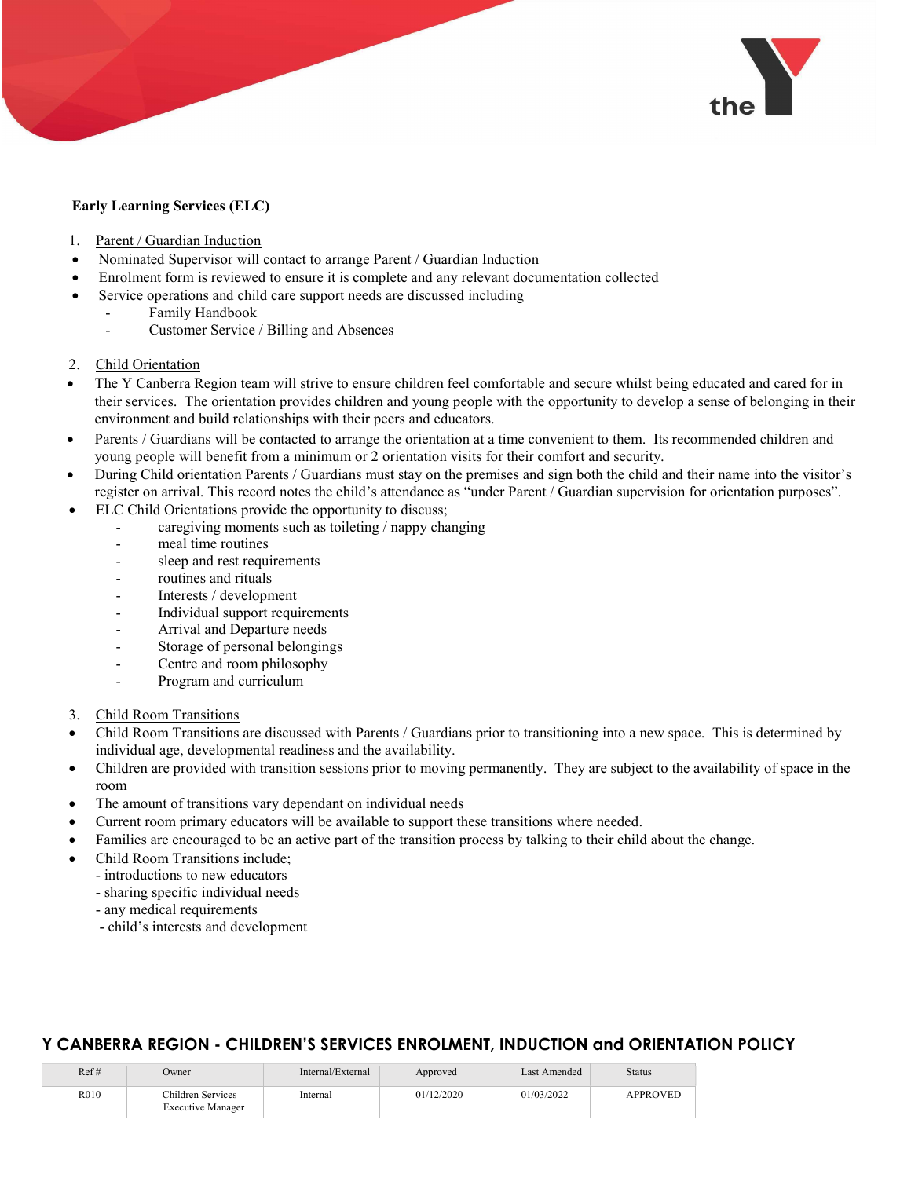**Early Learning Services (ELC)**

1. Parent / Guardian Induction

- Nominated Supervisor will contact to arrange Parent / Guardian Induction
- Enrolment form is reviewed to ensure it is complete and any relevant documentation collected
- Service operations and child care support needs are discussed including
  - Family Handbook
  - Customer Service / Billing and Absences

2. Child Orientation

- The Y Canberra Region team will strive to ensure children feel comfortable and secure whilst being educated and cared for in their services. The orientation provides children and young people with the opportunity to develop a sense of belonging in their environment and build relationships with their peers and educators.
- Parents / Guardians will be contacted to arrange the orientation at a time convenient to them. Its recommended children and young people will benefit from a minimum or 2 orientation visits for their comfort and security.
- During Child orientation Parents / Guardians must stay on the premises and sign both the child and their name into the visitor's register on arrival. This record notes the child's attendance as "under Parent / Guardian supervision for orientation purposes".
- ELC Child Orientations provide the opportunity to discuss;
  - caregiving moments such as toileting / nappy changing
  - meal time routines
  - sleep and rest requirements
  - routines and rituals
  - Interests / development
  - Individual support requirements
  - Arrival and Departure needs
  - Storage of personal belongings
  - Centre and room philosophy
  - Program and curriculum

3. Child Room Transitions

- Child Room Transitions are discussed with Parents / Guardians prior to transitioning into a new space. This is determined by individual age, developmental readiness and the availability.
- Children are provided with transition sessions prior to moving permanently. They are subject to the availability of space in the room
- The amount of transitions vary dependant on individual needs
- Current room primary educators will be available to support these transitions where needed.
- Families are encouraged to be an active part of the transition process by talking to their child about the change.
- Child Room Transitions include;
  - introductions to new educators
  - sharing specific individual needs
  - any medical requirements
  - child's interests and development

**Y CANBERRA REGION - CHILDREN'S SERVICES ENROLMENT, INDUCTION and ORIENTATION POLICY**

| Ref # | Owner | Internal/External | Approved | Last Amended | Status |
|---|---|---|---|---|---|
| R010 | Children Services Executive Manager | Internal | 01/12/2020 | 01/03/2022 | APPROVED |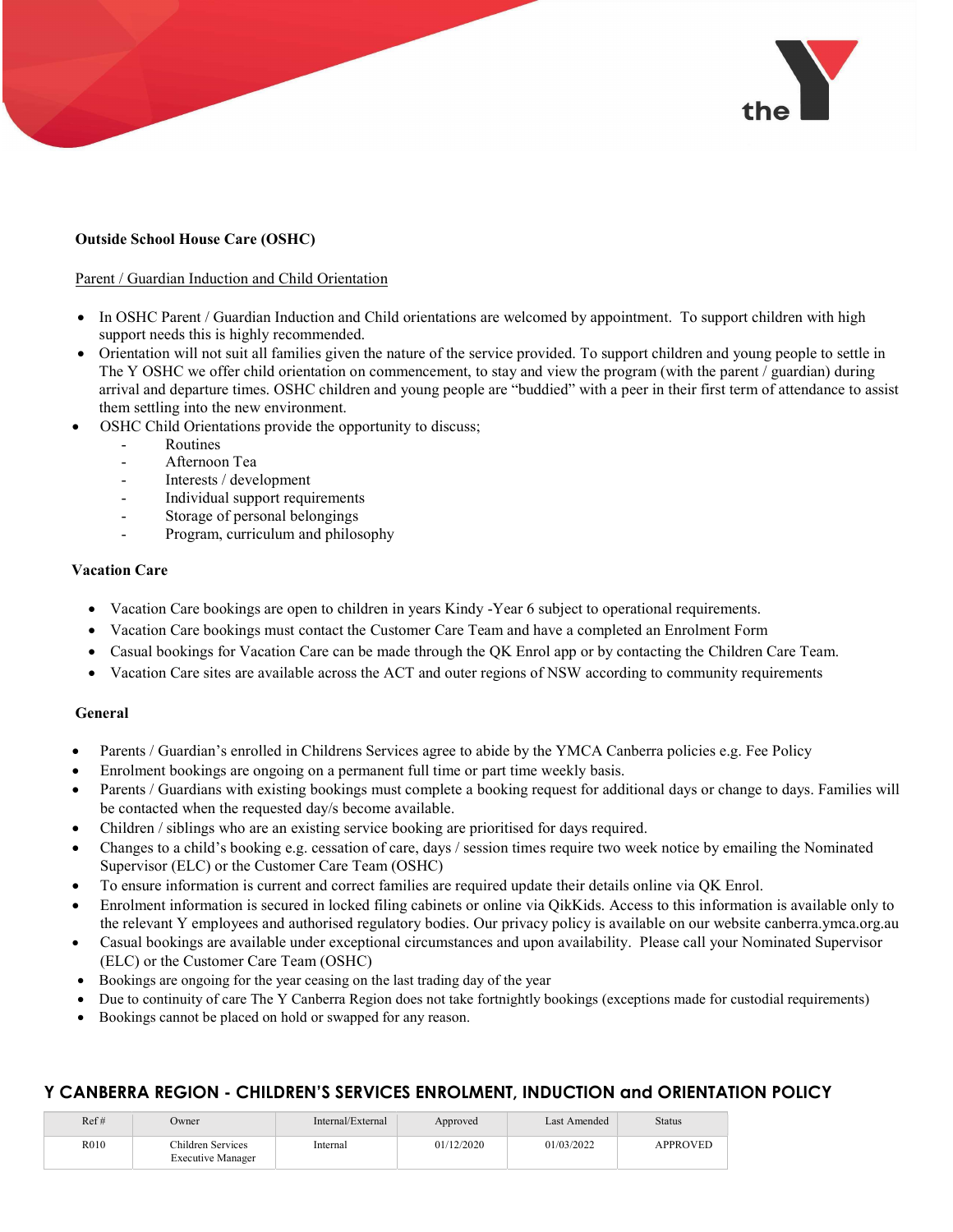**Outside School House Care (OSHC)**

Parent / Guardian Induction and Child Orientation

- In OSHC Parent / Guardian Induction and Child orientations are welcomed by appointment. To support children with high support needs this is highly recommended.
- Orientation will not suit all families given the nature of the service provided. To support children and young people to settle in The Y OSHC we offer child orientation on commencement, to stay and view the program (with the parent / guardian) during arrival and departure times. OSHC children and young people are "buddied" with a peer in their first term of attendance to assist them settling into the new environment.
- OSHC Child Orientations provide the opportunity to discuss;
  - Routines
  - Afternoon Tea
  - Interests / development
  - Individual support requirements
  - Storage of personal belongings
  - Program, curriculum and philosophy

**Vacation Care**

- Vacation Care bookings are open to children in years Kindy -Year 6 subject to operational requirements.
- Vacation Care bookings must contact the Customer Care Team and have a completed an Enrolment Form
- Casual bookings for Vacation Care can be made through the QK Enrol app or by contacting the Children Care Team.
- Vacation Care sites are available across the ACT and outer regions of NSW according to community requirements

**General**

- Parents / Guardian's enrolled in Childrens Services agree to abide by the YMCA Canberra policies e.g. Fee Policy
- Enrolment bookings are ongoing on a permanent full time or part time weekly basis.
- Parents / Guardians with existing bookings must complete a booking request for additional days or change to days. Families will be contacted when the requested day/s become available.
- Children / siblings who are an existing service booking are prioritised for days required.
- Changes to a child's booking e.g. cessation of care, days / session times require two week notice by emailing the Nominated Supervisor (ELC) or the Customer Care Team (OSHC)
- To ensure information is current and correct families are required update their details online via QK Enrol.
- Enrolment information is secured in locked filing cabinets or online via QikKids. Access to this information is available only to the relevant Y employees and authorised regulatory bodies. Our privacy policy is available on our website canberra.ymca.org.au
- Casual bookings are available under exceptional circumstances and upon availability. Please call your Nominated Supervisor (ELC) or the Customer Care Team (OSHC)
- Bookings are ongoing for the year ceasing on the last trading day of the year
- Due to continuity of care The Y Canberra Region does not take fortnightly bookings (exceptions made for custodial requirements)
- Bookings cannot be placed on hold or swapped for any reason.

**Y CANBERRA REGION - CHILDREN'S SERVICES ENROLMENT, INDUCTION and ORIENTATION POLICY**

| Ref # | Owner | Internal/External | Approved | Last Amended | Status |
|---|---|---|---|---|---|
| R010 | Children Services Executive Manager | Internal | 01/12/2020 | 01/03/2022 | APPROVED |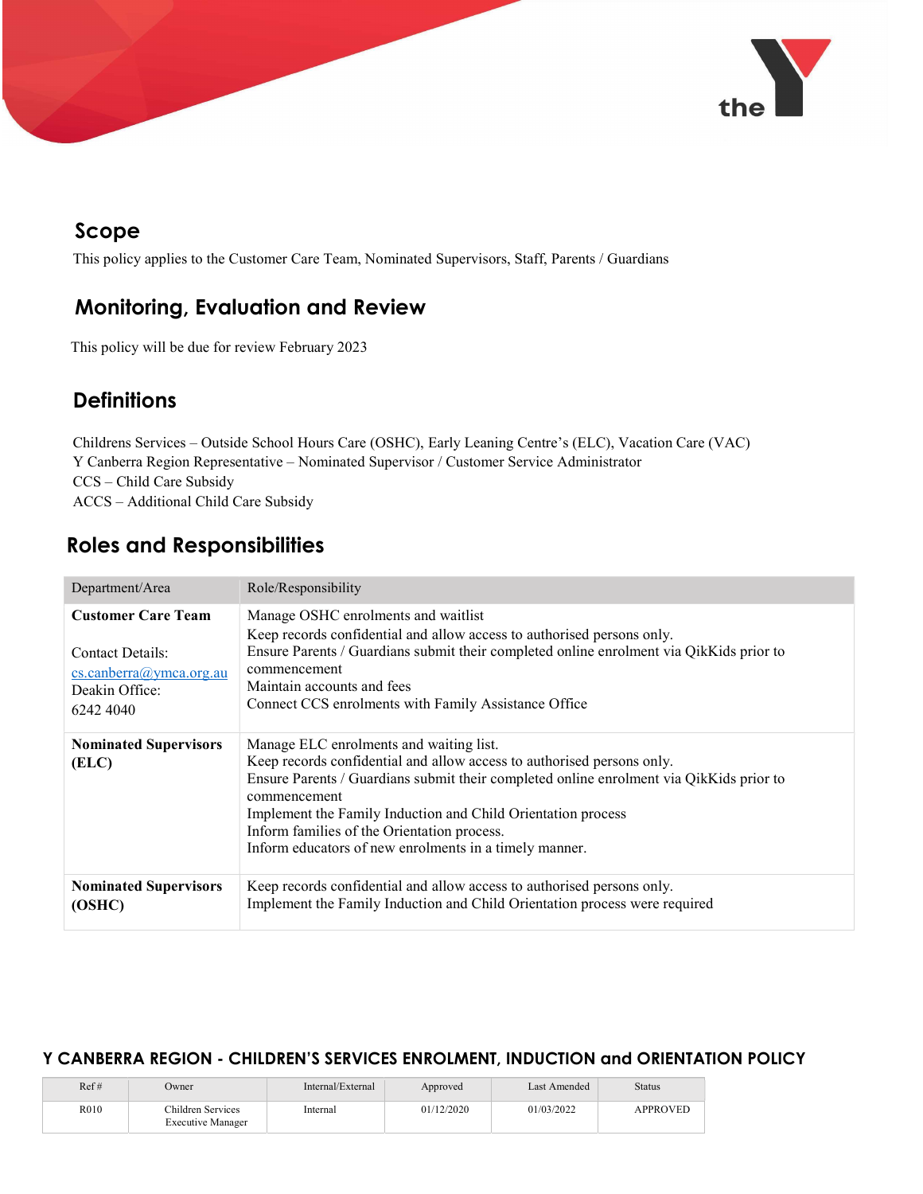## Scope

This policy applies to the Customer Care Team, Nominated Supervisors, Staff, Parents / Guardians

## Monitoring, Evaluation and Review

This policy will be due for review February 2023

## Definitions

Childrens Services – Outside School Hours Care (OSHC), Early Leaning Centre's (ELC), Vacation Care (VAC)
Y Canberra Region Representative – Nominated Supervisor / Customer Service Administrator
CCS – Child Care Subsidy
ACCS – Additional Child Care Subsidy

## Roles and Responsibilities

| Department/Area | Role/Responsibility |
|---|---|
| **Customer Care Team**<br><br>Contact Details:<br>cs.canberra@ymca.org.au<br>Deakin Office:<br>6242 4040 | Manage OSHC enrolments and waitlist<br>Keep records confidential and allow access to authorised persons only.<br>Ensure Parents / Guardians submit their completed online enrolment via QikKids prior to commencement<br>Maintain accounts and fees<br>Connect CCS enrolments with Family Assistance Office |
| **Nominated Supervisors (ELC)** | Manage ELC enrolments and waiting list.<br>Keep records confidential and allow access to authorised persons only.<br>Ensure Parents / Guardians submit their completed online enrolment via QikKids prior to commencement<br>Implement the Family Induction and Child Orientation process<br>Inform families of the Orientation process.<br>Inform educators of new enrolments in a timely manner. |
| **Nominated Supervisors (OSHC)** | Keep records confidential and allow access to authorised persons only.<br>Implement the Family Induction and Child Orientation process were required |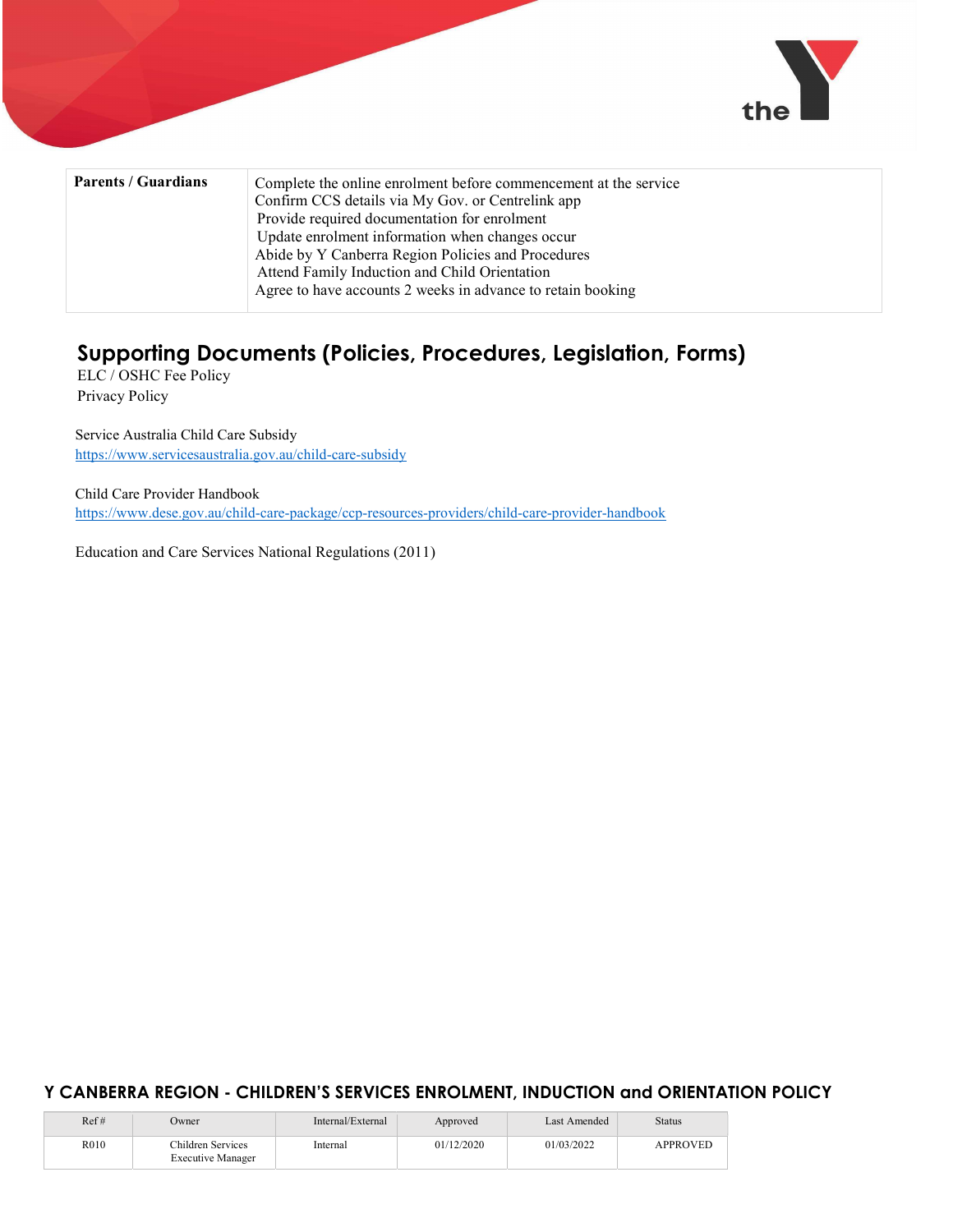| | |
|---|---|
| **Parents / Guardians** | Complete the online enrolment before commencement at the service<br>Confirm CCS details via My Gov. or Centrelink app<br>Provide required documentation for enrolment<br>Update enrolment information when changes occur<br>Abide by Y Canberra Region Policies and Procedures<br>Attend Family Induction and Child Orientation<br>Agree to have accounts 2 weeks in advance to retain booking |

## Supporting Documents (Policies, Procedures, Legislation, Forms)

ELC / OSHC Fee Policy
Privacy Policy

Service Australia Child Care Subsidy
https://www.servicesaustralia.gov.au/child-care-subsidy

Child Care Provider Handbook
https://www.dese.gov.au/child-care-package/ccp-resources-providers/child-care-provider-handbook

Education and Care Services National Regulations (2011)

**Y CANBERRA REGION - CHILDREN'S SERVICES ENROLMENT, INDUCTION and ORIENTATION POLICY**

| Ref # | Owner | Internal/External | Approved | Last Amended | Status |
|---|---|---|---|---|---|
| R010 | Children Services Executive Manager | Internal | 01/12/2020 | 01/03/2022 | APPROVED |